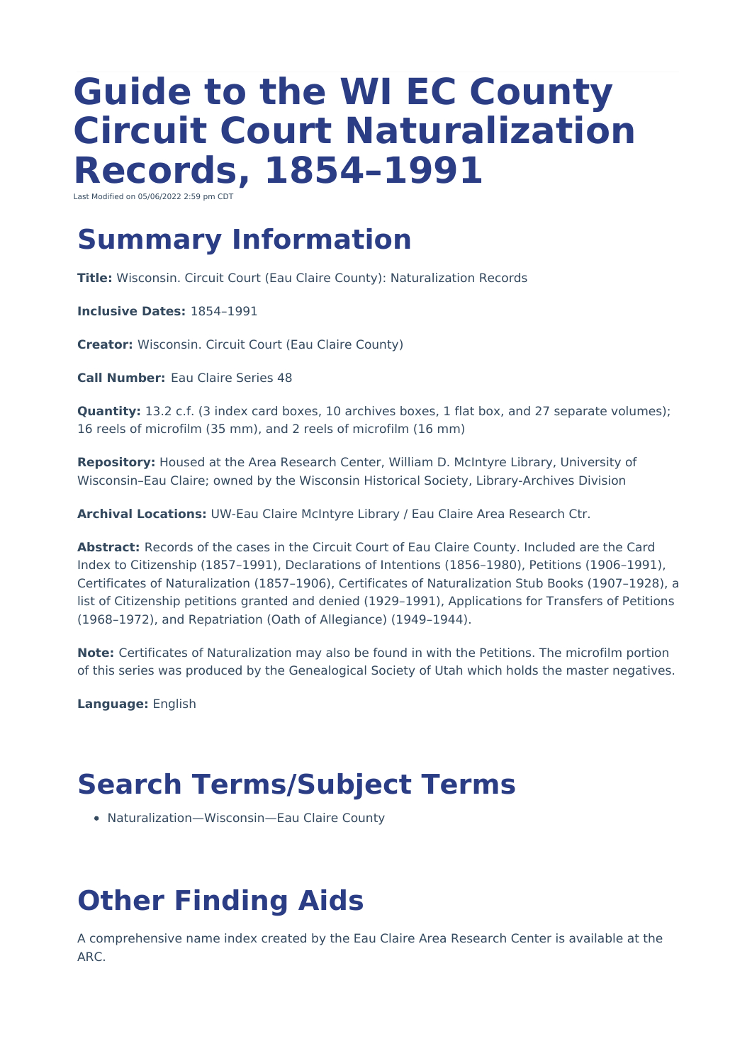# Guide to the WI EC County Circuit Court Naturalization Records, 1854–1991

Last Modified on 05/06/2022 2:59 pm CDT

## Summary Information

**Title:** Wisconsin. Circuit Court (Eau Claire County): Naturalization Records

**Inclusive Dates:** 1854–1991

**Creator:** Wisconsin. Circuit Court (Eau Claire County)

**Call Number:** Eau Claire Series 48

**Quantity:** 13.2 c.f. (3 index card boxes, 10 archives boxes, 1 flat box, and 27 separate volumes); 16 reels of microfilm (35 mm), and 2 reels of microfilm (16 mm)

**Repository:** Housed at the Area Research Center, William D. McIntyre Library, University of Wisconsin–Eau Claire; owned by the Wisconsin Historical Society, Library-Archives Division

**Archival Locations:** UW-Eau Claire McIntyre Library / Eau Claire Area Research Ctr.

**Abstract:** Records of the cases in the Circuit Court of Eau Claire County. Included are the Card Index to Citizenship (1857–1991), Declarations of Intentions (1856–1980), Petitions (1906–1991), Certificates of Naturalization (1857–1906), Certificates of Naturalization Stub Books (1907–1928), a list of Citizenship petitions granted and denied (1929–1991), Applications for Transfers of Petitions (1968–1972), and Repatriation (Oath of Allegiance) (1949–1944).

**Note:** Certificates of Naturalization may also be found in with the Petitions. The microfilm portion of this series was produced by the Genealogical Society of Utah which holds the master negatives.

**Language:** English

## Search Terms/Subject Terms

- Naturalization—Wisconsin—Eau Claire County

## Other Finding Aids

A comprehensive name index created by the Eau Claire Area Research Center is available at the ARC.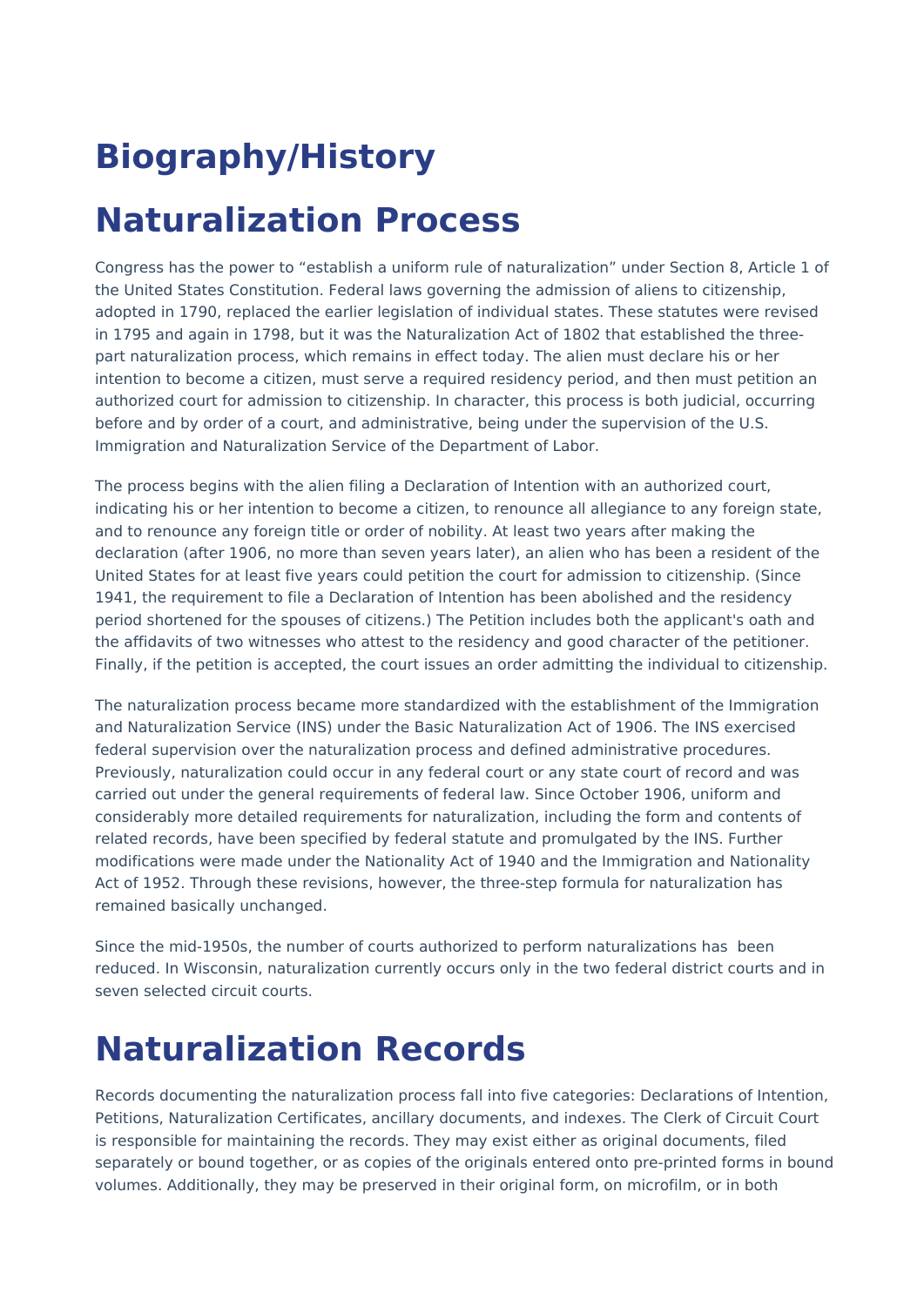# Biography/History

# Naturalization Process

Congress has the power to “establish a uniform rule of naturalization” under Section 8, Article 1 of the United States Constitution. Federal laws governing the admission of aliens to citizenship, adopted in 1790, replaced the earlier legislation of individual states. These statutes were revised in 1795 and again in 1798, but it was the Naturalization Act of 1802 that established the three-part naturalization process, which remains in effect today. The alien must declare his or her intention to become a citizen, must serve a required residency period, and then must petition an authorized court for admission to citizenship. In character, this process is both judicial, occurring before and by order of a court, and administrative, being under the supervision of the U.S. Immigration and Naturalization Service of the Department of Labor.

The process begins with the alien filing a Declaration of Intention with an authorized court, indicating his or her intention to become a citizen, to renounce all allegiance to any foreign state, and to renounce any foreign title or order of nobility. At least two years after making the declaration (after 1906, no more than seven years later), an alien who has been a resident of the United States for at least five years could petition the court for admission to citizenship. (Since 1941, the requirement to file a Declaration of Intention has been abolished and the residency period shortened for the spouses of citizens.) The Petition includes both the applicant's oath and the affidavits of two witnesses who attest to the residency and good character of the petitioner. Finally, if the petition is accepted, the court issues an order admitting the individual to citizenship.

The naturalization process became more standardized with the establishment of the Immigration and Naturalization Service (INS) under the Basic Naturalization Act of 1906. The INS exercised federal supervision over the naturalization process and defined administrative procedures. Previously, naturalization could occur in any federal court or any state court of record and was carried out under the general requirements of federal law. Since October 1906, uniform and considerably more detailed requirements for naturalization, including the form and contents of related records, have been specified by federal statute and promulgated by the INS. Further modifications were made under the Nationality Act of 1940 and the Immigration and Nationality Act of 1952. Through these revisions, however, the three-step formula for naturalization has remained basically unchanged.

Since the mid-1950s, the number of courts authorized to perform naturalizations has been reduced. In Wisconsin, naturalization currently occurs only in the two federal district courts and in seven selected circuit courts.

# Naturalization Records

Records documenting the naturalization process fall into five categories: Declarations of Intention, Petitions, Naturalization Certificates, ancillary documents, and indexes. The Clerk of Circuit Court is responsible for maintaining the records. They may exist either as original documents, filed separately or bound together, or as copies of the originals entered onto pre-printed forms in bound volumes. Additionally, they may be preserved in their original form, on microfilm, or in both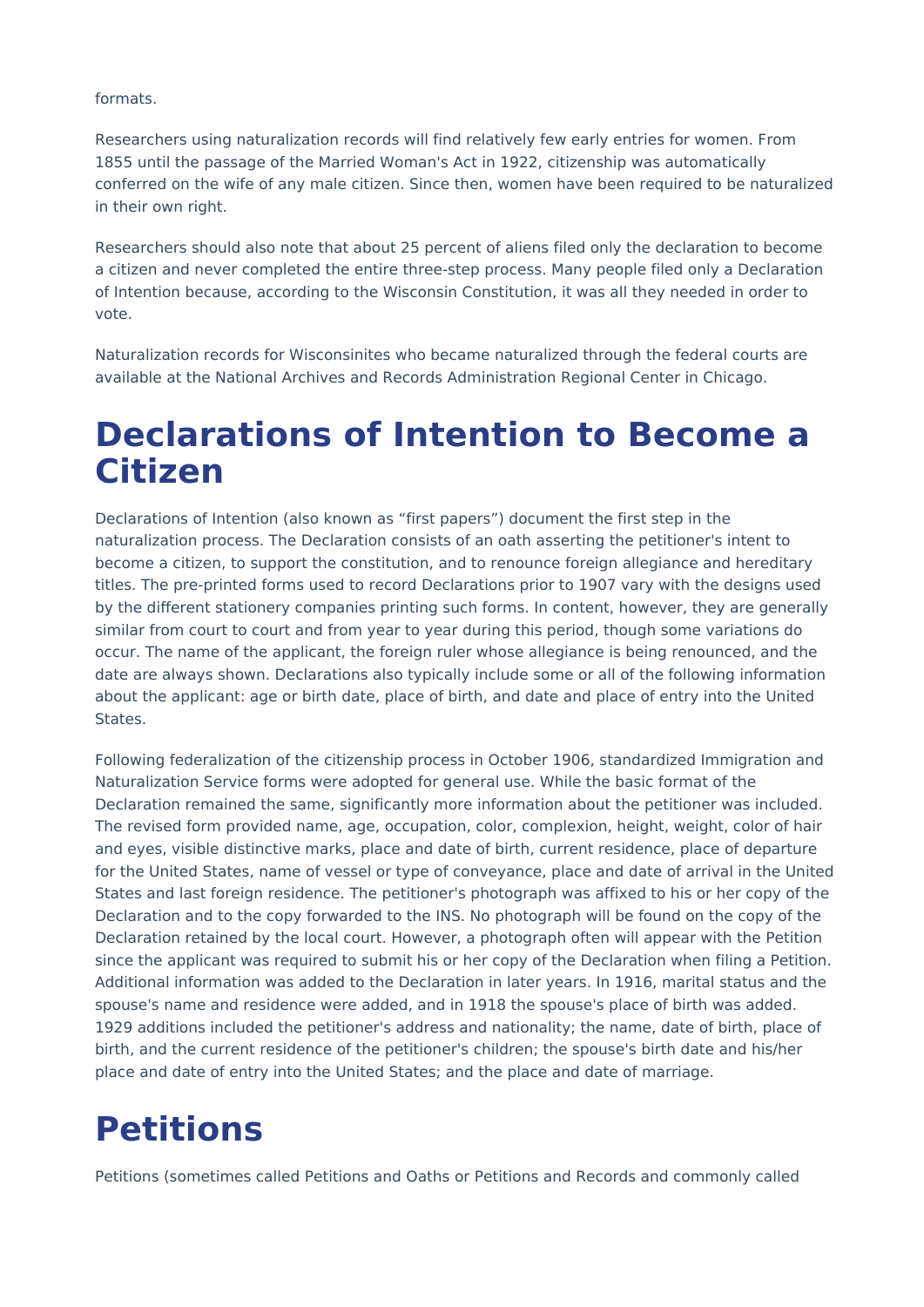formats.

Researchers using naturalization records will find relatively few early entries for women. From 1855 until the passage of the Married Woman's Act in 1922, citizenship was automatically conferred on the wife of any male citizen. Since then, women have been required to be naturalized in their own right.

Researchers should also note that about 25 percent of aliens filed only the declaration to become a citizen and never completed the entire three-step process. Many people filed only a Declaration of Intention because, according to the Wisconsin Constitution, it was all they needed in order to vote.

Naturalization records for Wisconsinites who became naturalized through the federal courts are available at the National Archives and Records Administration Regional Center in Chicago.

# Declarations of Intention to Become a Citizen

Declarations of Intention (also known as “first papers”) document the first step in the naturalization process. The Declaration consists of an oath asserting the petitioner's intent to become a citizen, to support the constitution, and to renounce foreign allegiance and hereditary titles. The pre-printed forms used to record Declarations prior to 1907 vary with the designs used by the different stationery companies printing such forms. In content, however, they are generally similar from court to court and from year to year during this period, though some variations do occur. The name of the applicant, the foreign ruler whose allegiance is being renounced, and the date are always shown. Declarations also typically include some or all of the following information about the applicant: age or birth date, place of birth, and date and place of entry into the United States.

Following federalization of the citizenship process in October 1906, standardized Immigration and Naturalization Service forms were adopted for general use. While the basic format of the Declaration remained the same, significantly more information about the petitioner was included. The revised form provided name, age, occupation, color, complexion, height, weight, color of hair and eyes, visible distinctive marks, place and date of birth, current residence, place of departure for the United States, name of vessel or type of conveyance, place and date of arrival in the United States and last foreign residence. The petitioner's photograph was affixed to his or her copy of the Declaration and to the copy forwarded to the INS. No photograph will be found on the copy of the Declaration retained by the local court. However, a photograph often will appear with the Petition since the applicant was required to submit his or her copy of the Declaration when filing a Petition. Additional information was added to the Declaration in later years. In 1916, marital status and the spouse's name and residence were added, and in 1918 the spouse's place of birth was added. 1929 additions included the petitioner's address and nationality; the name, date of birth, place of birth, and the current residence of the petitioner's children; the spouse's birth date and his/her place and date of entry into the United States; and the place and date of marriage.

# Petitions

Petitions (sometimes called Petitions and Oaths or Petitions and Records and commonly called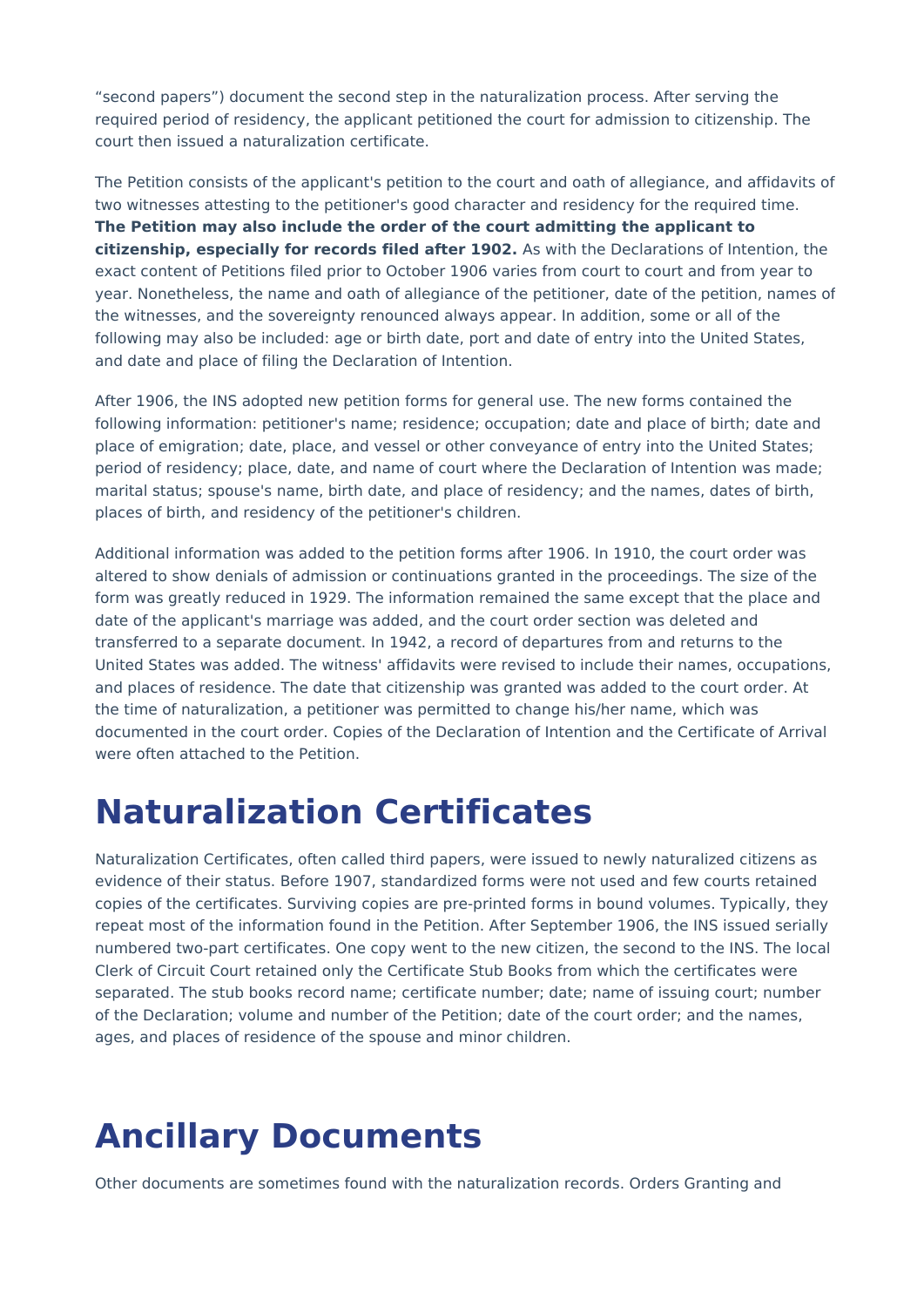“second papers”) document the second step in the naturalization process. After serving the required period of residency, the applicant petitioned the court for admission to citizenship. The court then issued a naturalization certificate.

The Petition consists of the applicant's petition to the court and oath of allegiance, and affidavits of two witnesses attesting to the petitioner's good character and residency for the required time. **The Petition may also include the order of the court admitting the applicant to citizenship, especially for records filed after 1902.** As with the Declarations of Intention, the exact content of Petitions filed prior to October 1906 varies from court to court and from year to year. Nonetheless, the name and oath of allegiance of the petitioner, date of the petition, names of the witnesses, and the sovereignty renounced always appear. In addition, some or all of the following may also be included: age or birth date, port and date of entry into the United States, and date and place of filing the Declaration of Intention.

After 1906, the INS adopted new petition forms for general use. The new forms contained the following information: petitioner's name; residence; occupation; date and place of birth; date and place of emigration; date, place, and vessel or other conveyance of entry into the United States; period of residency; place, date, and name of court where the Declaration of Intention was made; marital status; spouse's name, birth date, and place of residency; and the names, dates of birth, places of birth, and residency of the petitioner's children.

Additional information was added to the petition forms after 1906. In 1910, the court order was altered to show denials of admission or continuations granted in the proceedings. The size of the form was greatly reduced in 1929. The information remained the same except that the place and date of the applicant's marriage was added, and the court order section was deleted and transferred to a separate document. In 1942, a record of departures from and returns to the United States was added. The witness' affidavits were revised to include their names, occupations, and places of residence. The date that citizenship was granted was added to the court order. At the time of naturalization, a petitioner was permitted to change his/her name, which was documented in the court order. Copies of the Declaration of Intention and the Certificate of Arrival were often attached to the Petition.

# Naturalization Certificates

Naturalization Certificates, often called third papers, were issued to newly naturalized citizens as evidence of their status. Before 1907, standardized forms were not used and few courts retained copies of the certificates. Surviving copies are pre-printed forms in bound volumes. Typically, they repeat most of the information found in the Petition. After September 1906, the INS issued serially numbered two-part certificates. One copy went to the new citizen, the second to the INS. The local Clerk of Circuit Court retained only the Certificate Stub Books from which the certificates were separated. The stub books record name; certificate number; date; name of issuing court; number of the Declaration; volume and number of the Petition; date of the court order; and the names, ages, and places of residence of the spouse and minor children.

# Ancillary Documents

Other documents are sometimes found with the naturalization records. Orders Granting and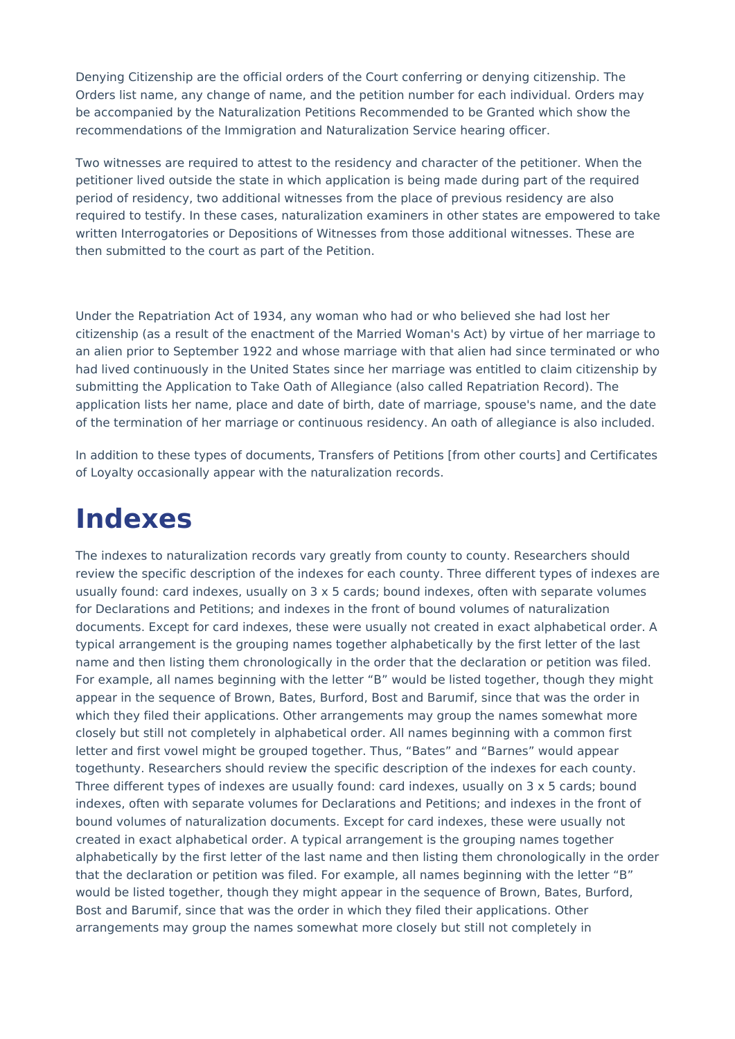Denying Citizenship are the official orders of the Court conferring or denying citizenship. The Orders list name, any change of name, and the petition number for each individual. Orders may be accompanied by the Naturalization Petitions Recommended to be Granted which show the recommendations of the Immigration and Naturalization Service hearing officer.

Two witnesses are required to attest to the residency and character of the petitioner. When the petitioner lived outside the state in which application is being made during part of the required period of residency, two additional witnesses from the place of previous residency are also required to testify. In these cases, naturalization examiners in other states are empowered to take written Interrogatories or Depositions of Witnesses from those additional witnesses. These are then submitted to the court as part of the Petition.

Under the Repatriation Act of 1934, any woman who had or who believed she had lost her citizenship (as a result of the enactment of the Married Woman's Act) by virtue of her marriage to an alien prior to September 1922 and whose marriage with that alien had since terminated or who had lived continuously in the United States since her marriage was entitled to claim citizenship by submitting the Application to Take Oath of Allegiance (also called Repatriation Record). The application lists her name, place and date of birth, date of marriage, spouse's name, and the date of the termination of her marriage or continuous residency. An oath of allegiance is also included.

In addition to these types of documents, Transfers of Petitions [from other courts] and Certificates of Loyalty occasionally appear with the naturalization records.

# Indexes

The indexes to naturalization records vary greatly from county to county. Researchers should review the specific description of the indexes for each county. Three different types of indexes are usually found: card indexes, usually on 3 x 5 cards; bound indexes, often with separate volumes for Declarations and Petitions; and indexes in the front of bound volumes of naturalization documents. Except for card indexes, these were usually not created in exact alphabetical order. A typical arrangement is the grouping names together alphabetically by the first letter of the last name and then listing them chronologically in the order that the declaration or petition was filed. For example, all names beginning with the letter "B" would be listed together, though they might appear in the sequence of Brown, Bates, Burford, Bost and Barumif, since that was the order in which they filed their applications. Other arrangements may group the names somewhat more closely but still not completely in alphabetical order. All names beginning with a common first letter and first vowel might be grouped together. Thus, "Bates" and "Barnes" would appear togethunty. Researchers should review the specific description of the indexes for each county. Three different types of indexes are usually found: card indexes, usually on 3 x 5 cards; bound indexes, often with separate volumes for Declarations and Petitions; and indexes in the front of bound volumes of naturalization documents. Except for card indexes, these were usually not created in exact alphabetical order. A typical arrangement is the grouping names together alphabetically by the first letter of the last name and then listing them chronologically in the order that the declaration or petition was filed. For example, all names beginning with the letter "B" would be listed together, though they might appear in the sequence of Brown, Bates, Burford, Bost and Barumif, since that was the order in which they filed their applications. Other arrangements may group the names somewhat more closely but still not completely in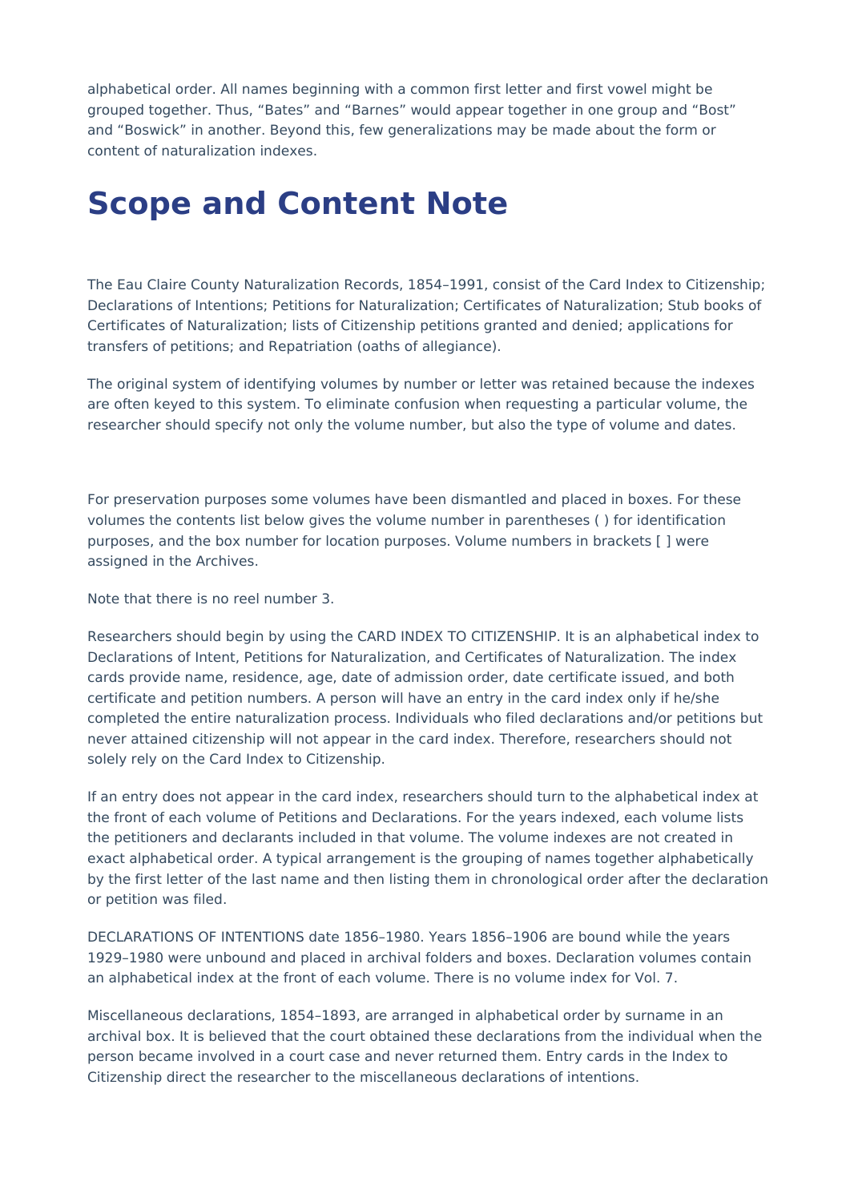alphabetical order. All names beginning with a common first letter and first vowel might be grouped together. Thus, “Bates” and “Barnes” would appear together in one group and “Bost” and “Boswick” in another. Beyond this, few generalizations may be made about the form or content of naturalization indexes.

# Scope and Content Note

The Eau Claire County Naturalization Records, 1854–1991, consist of the Card Index to Citizenship; Declarations of Intentions; Petitions for Naturalization; Certificates of Naturalization; Stub books of Certificates of Naturalization; lists of Citizenship petitions granted and denied; applications for transfers of petitions; and Repatriation (oaths of allegiance).

The original system of identifying volumes by number or letter was retained because the indexes are often keyed to this system. To eliminate confusion when requesting a particular volume, the researcher should specify not only the volume number, but also the type of volume and dates.

For preservation purposes some volumes have been dismantled and placed in boxes. For these volumes the contents list below gives the volume number in parentheses ( ) for identification purposes, and the box number for location purposes. Volume numbers in brackets [ ] were assigned in the Archives.

Note that there is no reel number 3.

Researchers should begin by using the CARD INDEX TO CITIZENSHIP. It is an alphabetical index to Declarations of Intent, Petitions for Naturalization, and Certificates of Naturalization. The index cards provide name, residence, age, date of admission order, date certificate issued, and both certificate and petition numbers. A person will have an entry in the card index only if he/she completed the entire naturalization process. Individuals who filed declarations and/or petitions but never attained citizenship will not appear in the card index. Therefore, researchers should not solely rely on the Card Index to Citizenship.

If an entry does not appear in the card index, researchers should turn to the alphabetical index at the front of each volume of Petitions and Declarations. For the years indexed, each volume lists the petitioners and declarants included in that volume. The volume indexes are not created in exact alphabetical order. A typical arrangement is the grouping of names together alphabetically by the first letter of the last name and then listing them in chronological order after the declaration or petition was filed.

DECLARATIONS OF INTENTIONS date 1856–1980. Years 1856–1906 are bound while the years 1929–1980 were unbound and placed in archival folders and boxes. Declaration volumes contain an alphabetical index at the front of each volume. There is no volume index for Vol. 7.

Miscellaneous declarations, 1854–1893, are arranged in alphabetical order by surname in an archival box. It is believed that the court obtained these declarations from the individual when the person became involved in a court case and never returned them. Entry cards in the Index to Citizenship direct the researcher to the miscellaneous declarations of intentions.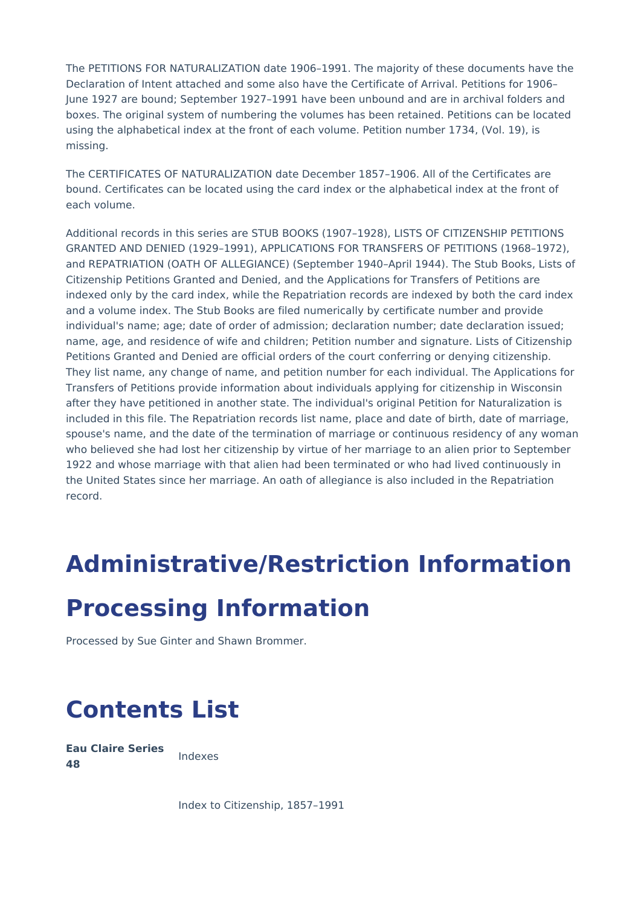The PETITIONS FOR NATURALIZATION date 1906–1991. The majority of these documents have the Declaration of Intent attached and some also have the Certificate of Arrival. Petitions for 1906–June 1927 are bound; September 1927–1991 have been unbound and are in archival folders and boxes. The original system of numbering the volumes has been retained. Petitions can be located using the alphabetical index at the front of each volume. Petition number 1734, (Vol. 19), is missing.

The CERTIFICATES OF NATURALIZATION date December 1857–1906. All of the Certificates are bound. Certificates can be located using the card index or the alphabetical index at the front of each volume.

Additional records in this series are STUB BOOKS (1907–1928), LISTS OF CITIZENSHIP PETITIONS GRANTED AND DENIED (1929–1991), APPLICATIONS FOR TRANSFERS OF PETITIONS (1968–1972), and REPATRIATION (OATH OF ALLEGIANCE) (September 1940–April 1944). The Stub Books, Lists of Citizenship Petitions Granted and Denied, and the Applications for Transfers of Petitions are indexed only by the card index, while the Repatriation records are indexed by both the card index and a volume index. The Stub Books are filed numerically by certificate number and provide individual's name; age; date of order of admission; declaration number; date declaration issued; name, age, and residence of wife and children; Petition number and signature. Lists of Citizenship Petitions Granted and Denied are official orders of the court conferring or denying citizenship. They list name, any change of name, and petition number for each individual. The Applications for Transfers of Petitions provide information about individuals applying for citizenship in Wisconsin after they have petitioned in another state. The individual's original Petition for Naturalization is included in this file. The Repatriation records list name, place and date of birth, date of marriage, spouse's name, and the date of the termination of marriage or continuous residency of any woman who believed she had lost her citizenship by virtue of her marriage to an alien prior to September 1922 and whose marriage with that alien had been terminated or who had lived continuously in the United States since her marriage. An oath of allegiance is also included in the Repatriation record.

# Administrative/Restriction Information

# Processing Information

Processed by Sue Ginter and Shawn Brommer.

# Contents List

**Eau Claire Series 48** Indexes

Index to Citizenship, 1857–1991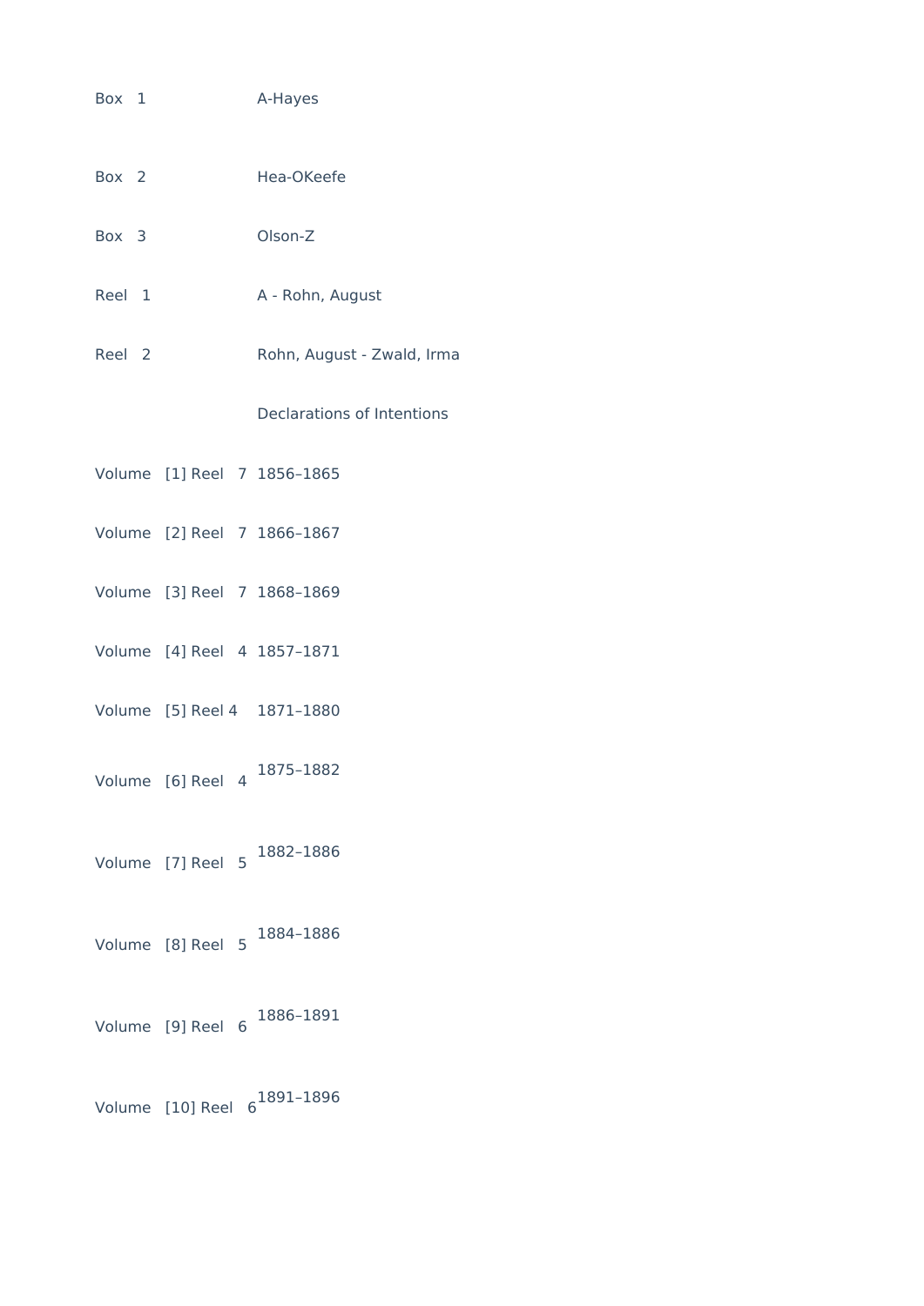Box 1 A-Hayes

Box 2 Hea-OKeefe

Box 3 Olson-Z

Reel 1 A - Rohn, August

Reel 2 Rohn, August - Zwald, Irma

Declarations of Intentions

Volume [1] Reel 7 1856–1865

Volume [2] Reel 7 1866–1867

Volume [3] Reel 7 1868–1869

Volume [4] Reel 4 1857–1871

Volume [5] Reel 4 1871–1880

Volume [6] Reel 4 1875–1882

Volume [7] Reel 5 1882–1886

Volume [8] Reel 5 1884–1886

Volume [9] Reel 6 1886–1891

Volume [10] Reel 6 1891–1896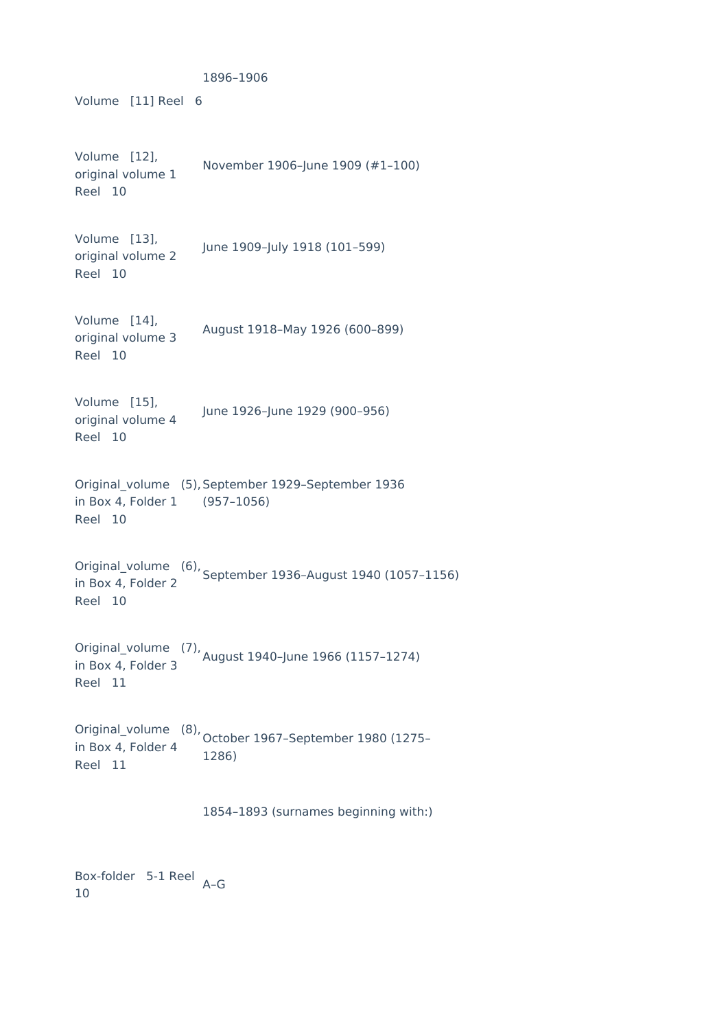1896–1906

Volume [11] Reel 6

| | |
|---|---|
| Volume [12], original volume 1 Reel 10 | November 1906–June 1909 (#1–100) |
| Volume [13], original volume 2 Reel 10 | June 1909–July 1918 (101–599) |
| Volume [14], original volume 3 Reel 10 | August 1918–May 1926 (600–899) |
| Volume [15], original volume 4 Reel 10 | June 1926–June 1929 (900–956) |
| Original_volume (5), in Box 4, Folder 1 Reel 10 | September 1929–September 1936 (957–1056) |
| Original_volume (6), in Box 4, Folder 2 Reel 10 | September 1936–August 1940 (1057–1156) |
| Original_volume (7), in Box 4, Folder 3 Reel 11 | August 1940–June 1966 (1157–1274) |
| Original_volume (8), in Box 4, Folder 4 Reel 11 | October 1967–September 1980 (1275–1286) |

1854–1893 (surnames beginning with:)

| | |
|---|---|
| Box-folder 5-1 Reel 10 | A–G |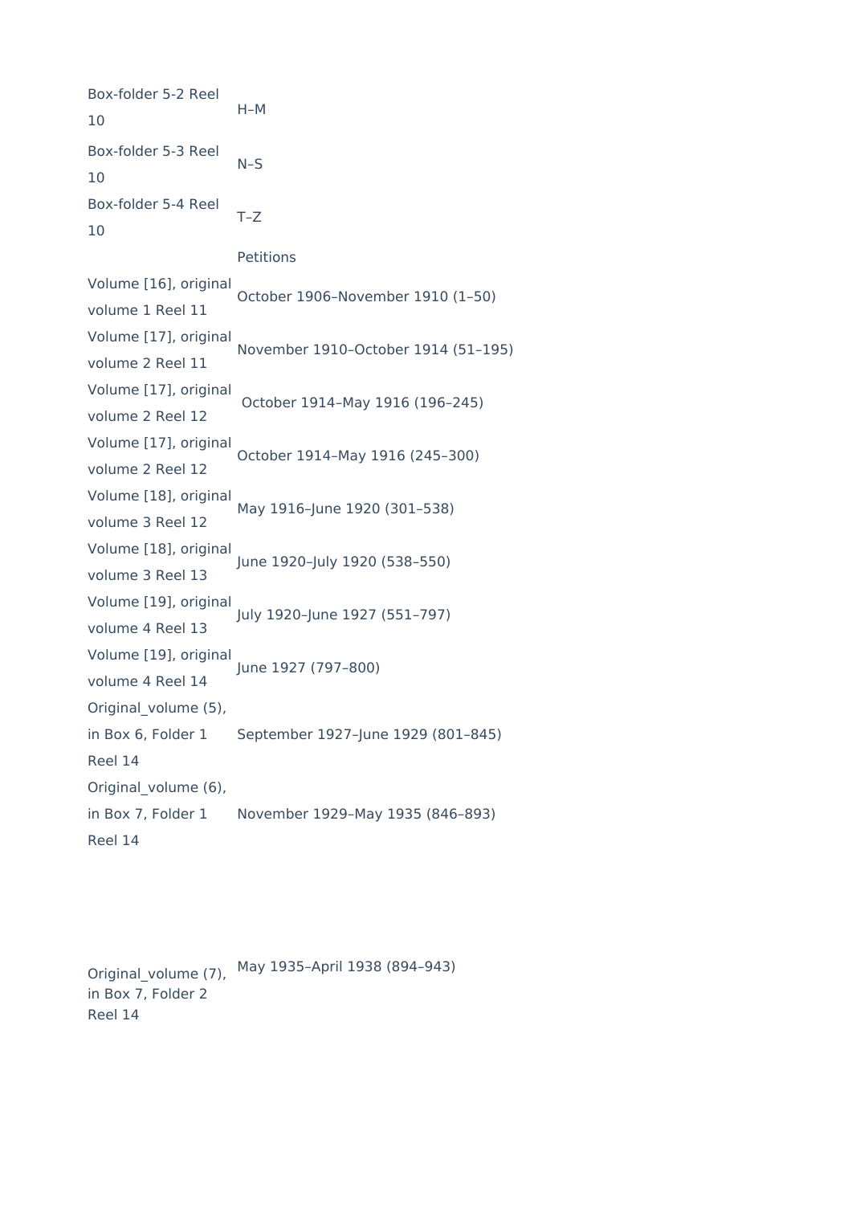| | |
|---|---|
| Box-folder 5-2 Reel 10 | H–M |
| Box-folder 5-3 Reel 10 | N–S |
| Box-folder 5-4 Reel 10 | T–Z |
| | Petitions |
| Volume [16], original volume 1 Reel 11 | October 1906–November 1910 (1–50) |
| Volume [17], original volume 2 Reel 11 | November 1910–October 1914 (51–195) |
| Volume [17], original volume 2 Reel 12 | October 1914–May 1916 (196–245) |
| Volume [17], original volume 2 Reel 12 | October 1914–May 1916 (245–300) |
| Volume [18], original volume 3 Reel 12 | May 1916–June 1920 (301–538) |
| Volume [18], original volume 3 Reel 13 | June 1920–July 1920 (538–550) |
| Volume [19], original volume 4 Reel 13 | July 1920–June 1927 (551–797) |
| Volume [19], original volume 4 Reel 14 | June 1927 (797–800) |
| Original_volume (5), in Box 6, Folder 1 Reel 14 | September 1927–June 1929 (801–845) |
| Original_volume (6), in Box 7, Folder 1 Reel 14 | November 1929–May 1935 (846–893) |
| Original_volume (7), in Box 7, Folder 2 Reel 14 | May 1935–April 1938 (894–943) |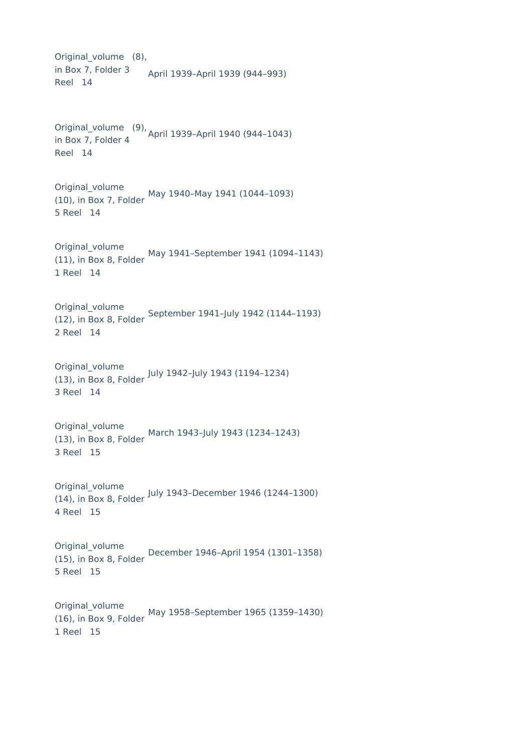| | |
|---|---|
| Original_volume (8), in Box 7, Folder 3 Reel 14 | April 1939–April 1939 (944–993) |
| Original_volume (9), in Box 7, Folder 4 Reel 14 | April 1939–April 1940 (944–1043) |
| Original_volume (10), in Box 7, Folder 5 Reel 14 | May 1940–May 1941 (1044–1093) |
| Original_volume (11), in Box 8, Folder 1 Reel 14 | May 1941–September 1941 (1094–1143) |
| Original_volume (12), in Box 8, Folder 2 Reel 14 | September 1941–July 1942 (1144–1193) |
| Original_volume (13), in Box 8, Folder 3 Reel 14 | July 1942–July 1943 (1194–1234) |
| Original_volume (13), in Box 8, Folder 3 Reel 15 | March 1943–July 1943 (1234–1243) |
| Original_volume (14), in Box 8, Folder 4 Reel 15 | July 1943–December 1946 (1244–1300) |
| Original_volume (15), in Box 8, Folder 5 Reel 15 | December 1946–April 1954 (1301–1358) |
| Original_volume (16), in Box 9, Folder 1 Reel 15 | May 1958–September 1965 (1359–1430) |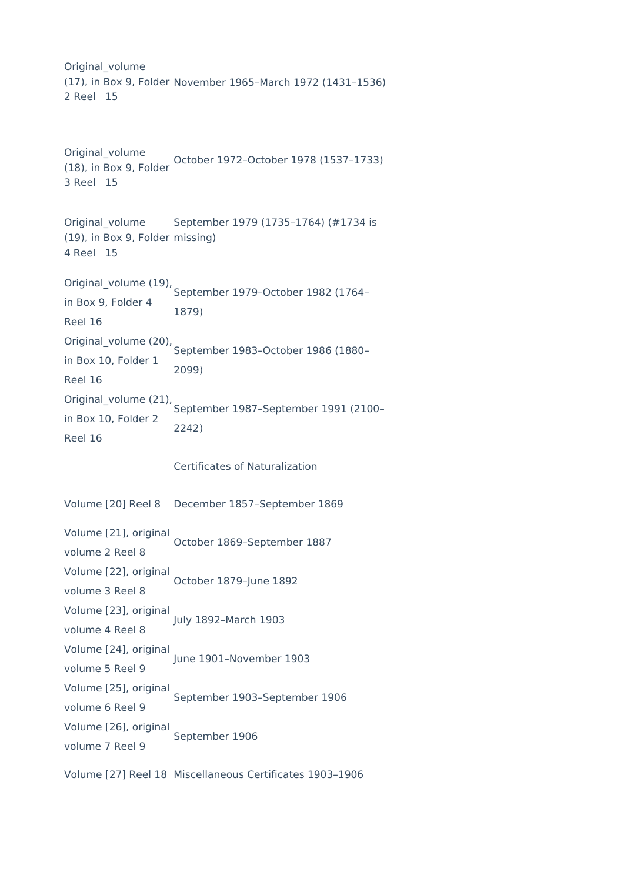| | |
|---|---|
| Original_volume (17), in Box 9, Folder 2 Reel 15 | November 1965–March 1972 (1431–1536) |
| Original_volume (18), in Box 9, Folder 3 Reel 15 | October 1972–October 1978 (1537–1733) |
| Original_volume (19), in Box 9, Folder 4 Reel 15 | September 1979 (1735–1764) (#1734 is missing) |
| Original_volume (19), in Box 9, Folder 4 Reel 16 | September 1979–October 1982 (1764–1879) |
| Original_volume (20), in Box 10, Folder 1 Reel 16 | September 1983–October 1986 (1880–2099) |
| Original_volume (21), in Box 10, Folder 2 Reel 16 | September 1987–September 1991 (2100–2242) |

Certificates of Naturalization

| | |
|---|---|
| Volume [20] Reel 8 | December 1857–September 1869 |
| Volume [21], original volume 2 Reel 8 | October 1869–September 1887 |
| Volume [22], original volume 3 Reel 8 | October 1879–June 1892 |
| Volume [23], original volume 4 Reel 8 | July 1892–March 1903 |
| Volume [24], original volume 5 Reel 9 | June 1901–November 1903 |
| Volume [25], original volume 6 Reel 9 | September 1903–September 1906 |
| Volume [26], original volume 7 Reel 9 | September 1906 |
| Volume [27] Reel 18 | Miscellaneous Certificates 1903–1906 |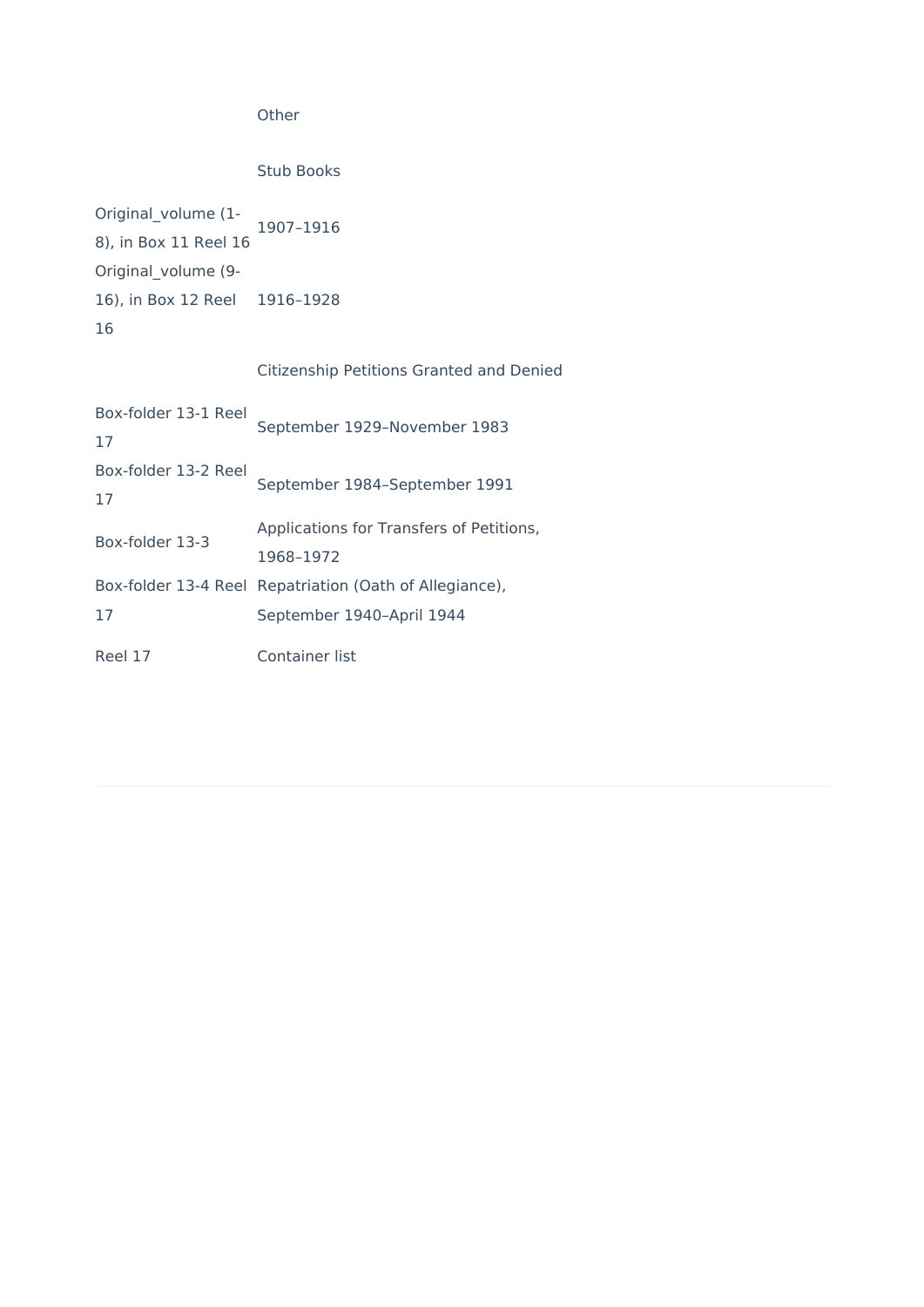| | |
|---|---|
| | Other |
| | Stub Books |
| Original_volume (1-8), in Box 11 Reel 16 | 1907–1916 |
| Original_volume (9-16), in Box 12 Reel 16 | 1916–1928 |
| | Citizenship Petitions Granted and Denied |
| Box-folder 13-1 Reel 17 | September 1929–November 1983 |
| Box-folder 13-2 Reel 17 | September 1984–September 1991 |
| Box-folder 13-3 | Applications for Transfers of Petitions, 1968–1972 |
| Box-folder 13-4 Reel 17 | Repatriation (Oath of Allegiance), September 1940–April 1944 |
| Reel 17 | Container list |